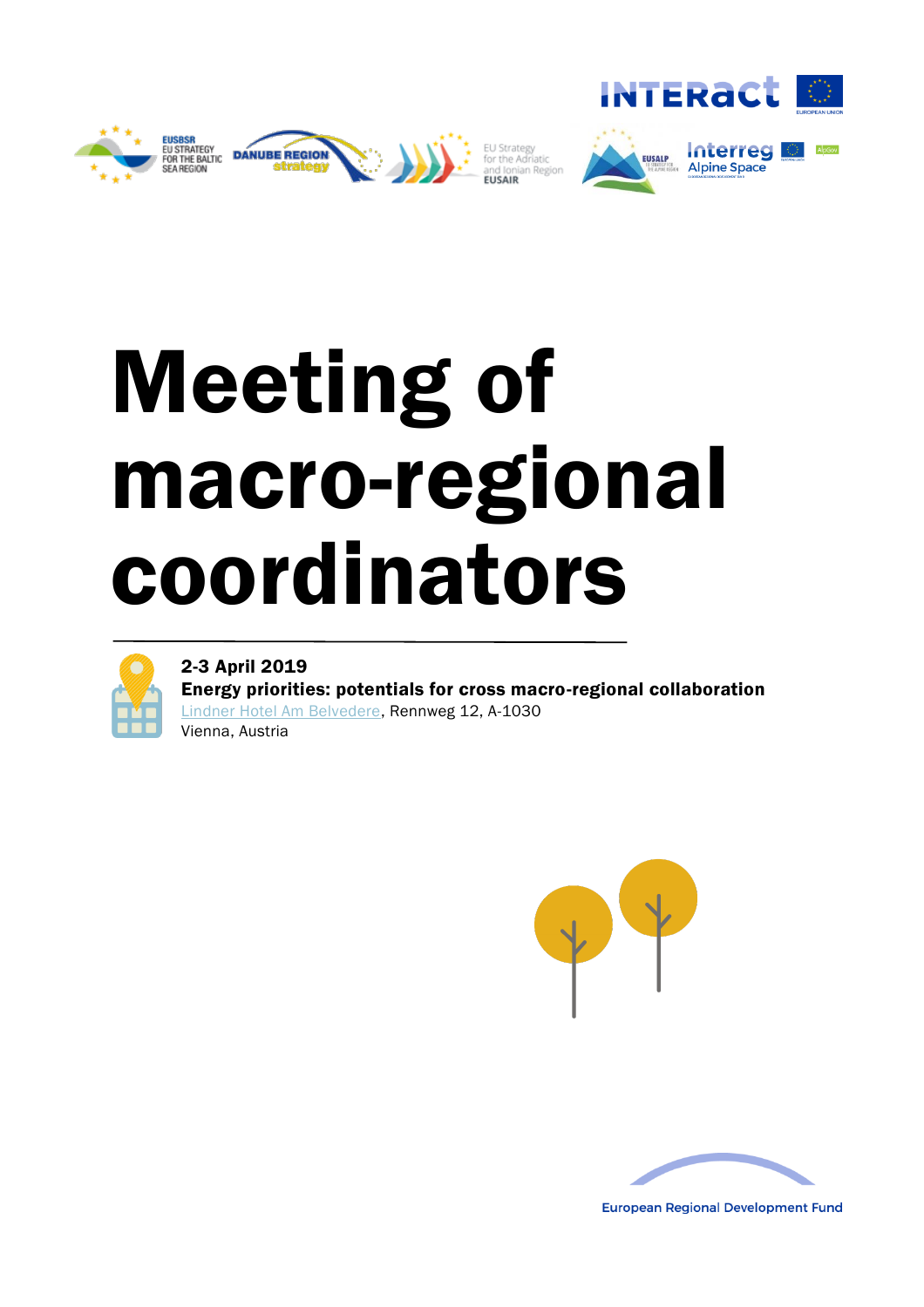# Meeting of macro-regional coordinators

**2-3 April 2019**

**Energy priorities: potentials for cross macro-regional collaboration**

Lindner Hotel Am Belvedere, Rennweg 12, A-1030

Vienna, Austria

European Regional Development Fund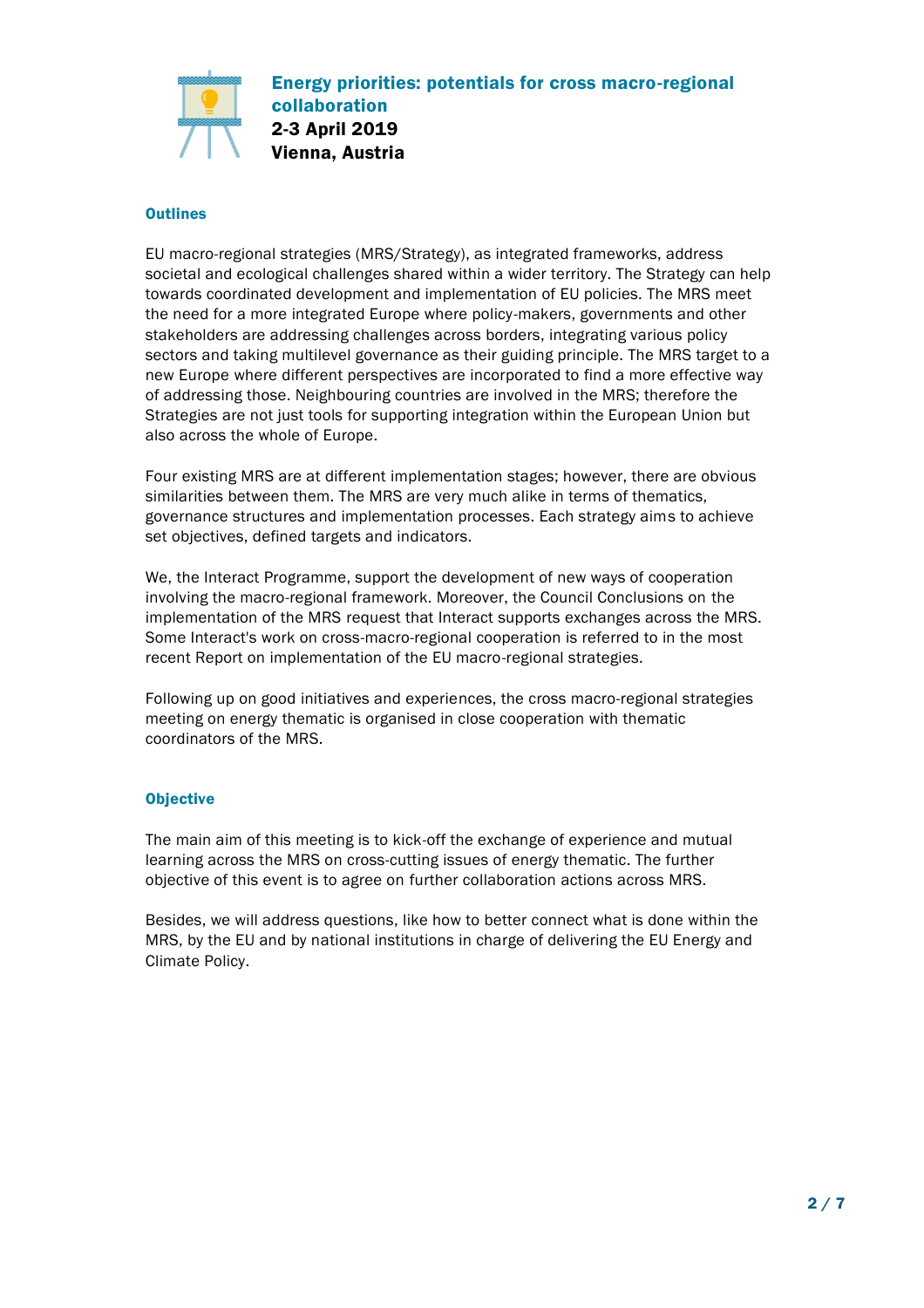## Energy priorities: potentials for cross macro-regional collaboration

**2-3 April 2019**
**Vienna, Austria**

### Outlines

EU macro-regional strategies (MRS/Strategy), as integrated frameworks, address societal and ecological challenges shared within a wider territory. The Strategy can help towards coordinated development and implementation of EU policies. The MRS meet the need for a more integrated Europe where policy-makers, governments and other stakeholders are addressing challenges across borders, integrating various policy sectors and taking multilevel governance as their guiding principle. The MRS target to a new Europe where different perspectives are incorporated to find a more effective way of addressing those. Neighbouring countries are involved in the MRS; therefore the Strategies are not just tools for supporting integration within the European Union but also across the whole of Europe.

Four existing MRS are at different implementation stages; however, there are obvious similarities between them. The MRS are very much alike in terms of thematics, governance structures and implementation processes. Each strategy aims to achieve set objectives, defined targets and indicators.

We, the Interact Programme, support the development of new ways of cooperation involving the macro-regional framework. Moreover, the Council Conclusions on the implementation of the MRS request that Interact supports exchanges across the MRS. Some Interact's work on cross-macro-regional cooperation is referred to in the most recent Report on implementation of the EU macro-regional strategies.

Following up on good initiatives and experiences, the cross macro-regional strategies meeting on energy thematic is organised in close cooperation with thematic coordinators of the MRS.

### Objective

The main aim of this meeting is to kick-off the exchange of experience and mutual learning across the MRS on cross-cutting issues of energy thematic. The further objective of this event is to agree on further collaboration actions across MRS.

Besides, we will address questions, like how to better connect what is done within the MRS, by the EU and by national institutions in charge of delivering the EU Energy and Climate Policy.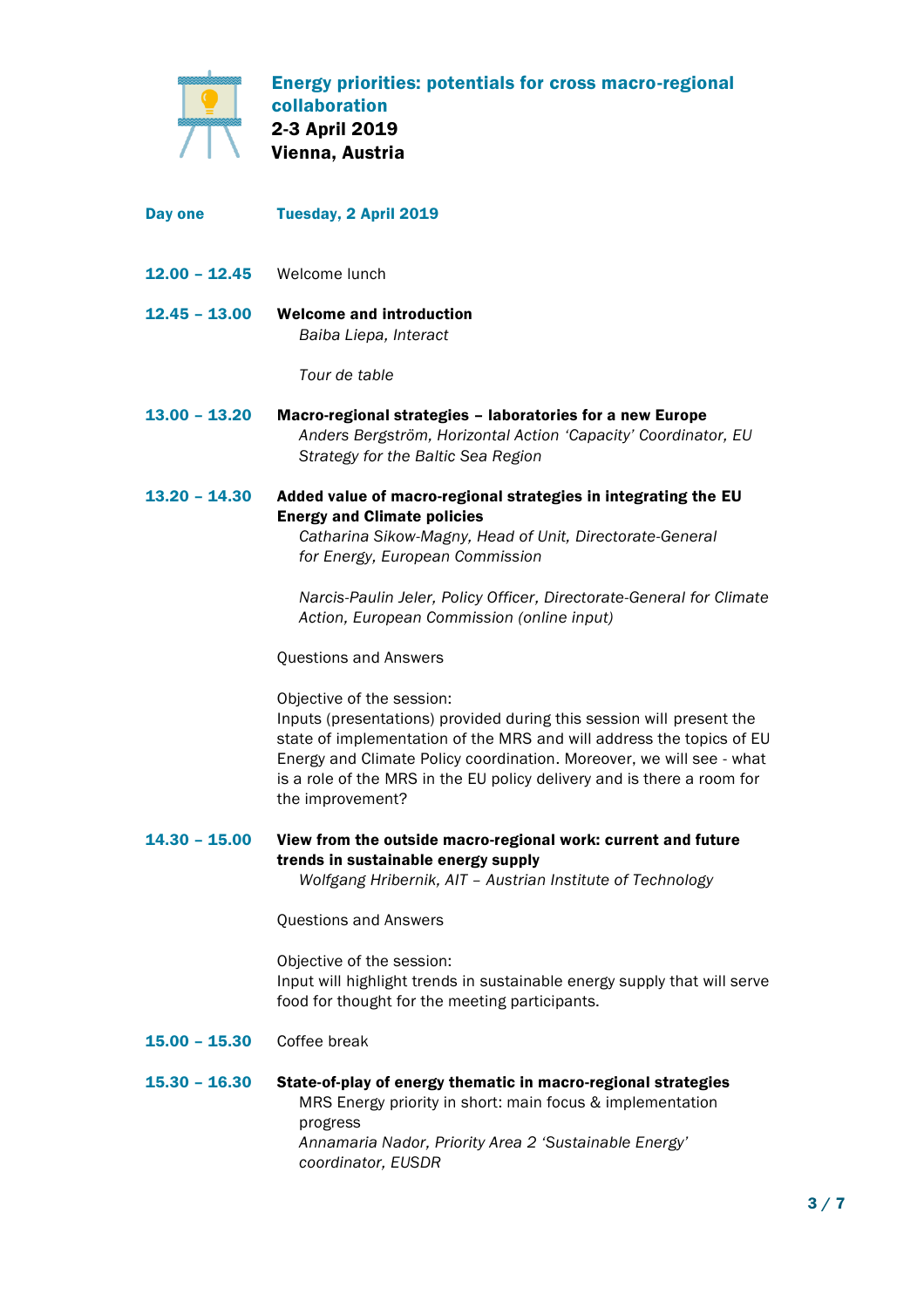# Energy priorities: potentials for cross macro-regional collaboration

**2-3 April 2019**
**Vienna, Austria**

## Day one — Tuesday, 2 April 2019

**12.00 – 12.45** Welcome lunch

**12.45 – 13.00** **Welcome and introduction**
*Baiba Liepa, Interact*

*Tour de table*

**13.00 – 13.20** **Macro-regional strategies – laboratories for a new Europe**
*Anders Bergström, Horizontal Action 'Capacity' Coordinator, EU Strategy for the Baltic Sea Region*

**13.20 – 14.30** **Added value of macro-regional strategies in integrating the EU Energy and Climate policies**
*Catharina Sikow-Magny, Head of Unit, Directorate-General for Energy, European Commission*

*Narcis-Paulin Jeler, Policy Officer, Directorate-General for Climate Action, European Commission (online input)*

Questions and Answers

Objective of the session:
Inputs (presentations) provided during this session will present the state of implementation of the MRS and will address the topics of EU Energy and Climate Policy coordination. Moreover, we will see - what is a role of the MRS in the EU policy delivery and is there a room for the improvement?

**14.30 – 15.00** **View from the outside macro-regional work: current and future trends in sustainable energy supply**
*Wolfgang Hribernik, AIT – Austrian Institute of Technology*

Questions and Answers

Objective of the session:
Input will highlight trends in sustainable energy supply that will serve food for thought for the meeting participants.

**15.00 – 15.30** Coffee break

**15.30 – 16.30** **State-of-play of energy thematic in macro-regional strategies**
MRS Energy priority in short: main focus & implementation progress
*Annamaria Nador, Priority Area 2 'Sustainable Energy' coordinator, EUSDR*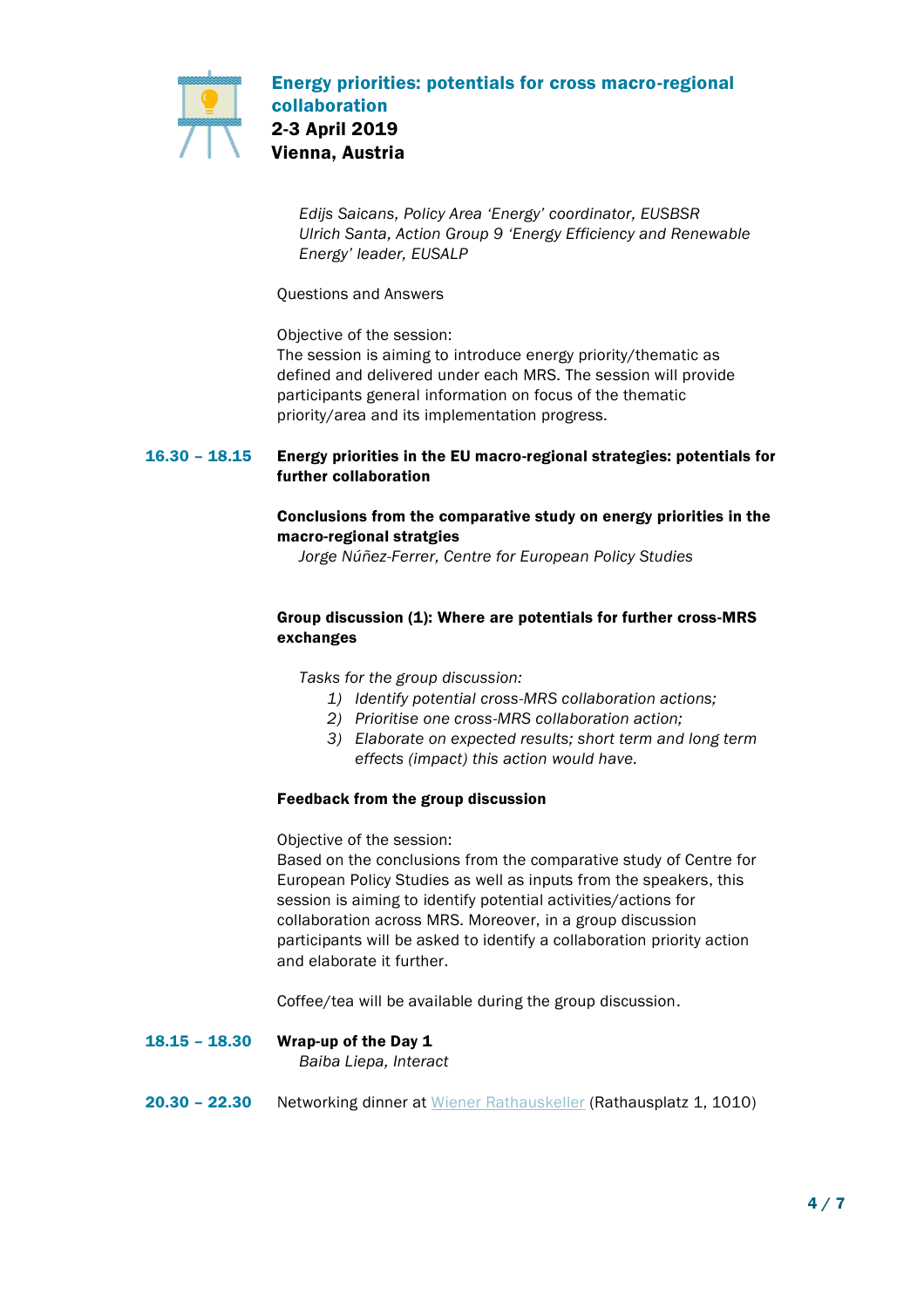*Edijs Saicans, Policy Area 'Energy' coordinator, EUSBSR*
*Ulrich Santa, Action Group 9 'Energy Efficiency and Renewable Energy' leader, EUSALP*

Questions and Answers

Objective of the session:
The session is aiming to introduce energy priority/thematic as defined and delivered under each MRS. The session will provide participants general information on focus of the thematic priority/area and its implementation progress.

**16.30 – 18.15** **Energy priorities in the EU macro-regional strategies: potentials for further collaboration**

**Conclusions from the comparative study on energy priorities in the macro-regional stratgies**
*Jorge Núñez-Ferrer, Centre for European Policy Studies*

**Group discussion (1): Where are potentials for further cross-MRS exchanges**

*Tasks for the group discussion:*

1) *Identify potential cross-MRS collaboration actions;*
2) *Prioritise one cross-MRS collaboration action;*
3) *Elaborate on expected results; short term and long term effects (impact) this action would have.*

**Feedback from the group discussion**

Objective of the session:
Based on the conclusions from the comparative study of Centre for European Policy Studies as well as inputs from the speakers, this session is aiming to identify potential activities/actions for collaboration across MRS. Moreover, in a group discussion participants will be asked to identify a collaboration priority action and elaborate it further.

Coffee/tea will be available during the group discussion.

**18.15 – 18.30** **Wrap-up of the Day 1**
*Baiba Liepa, Interact*

**20.30 – 22.30** Networking dinner at Wiener Rathauskeller (Rathausplatz 1, 1010)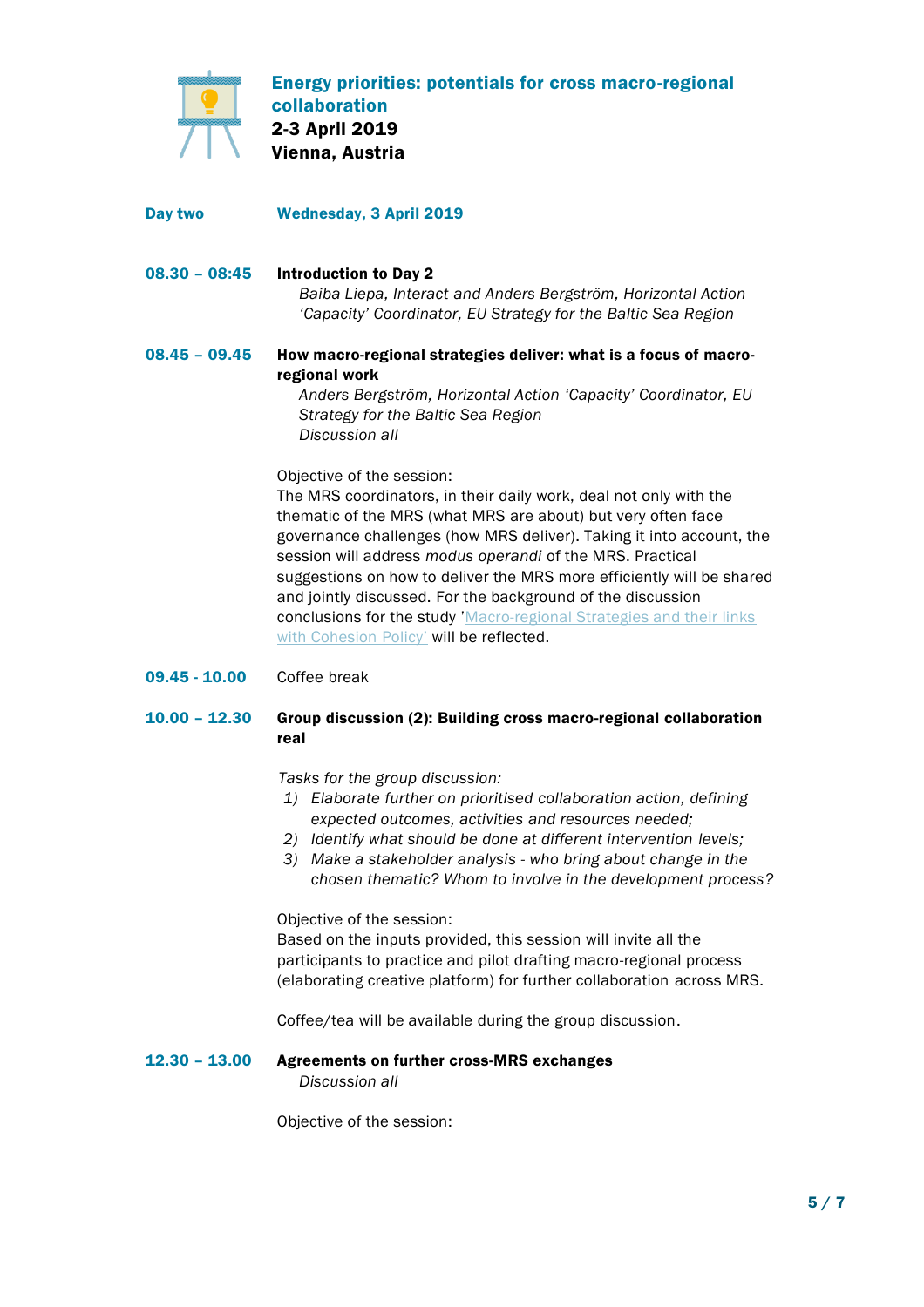**Energy priorities: potentials for cross macro-regional collaboration**
**2-3 April 2019**
**Vienna, Austria**

**Day two** **Wednesday, 3 April 2019**

**08.30 – 08:45** **Introduction to Day 2**

*Baiba Liepa, Interact and Anders Bergström, Horizontal Action 'Capacity' Coordinator, EU Strategy for the Baltic Sea Region*

**08.45 – 09.45** **How macro-regional strategies deliver: what is a focus of macro-regional work**

*Anders Bergström, Horizontal Action 'Capacity' Coordinator, EU Strategy for the Baltic Sea Region*
*Discussion all*

Objective of the session:
The MRS coordinators, in their daily work, deal not only with the thematic of the MRS (what MRS are about) but very often face governance challenges (how MRS deliver). Taking it into account, the session will address *modus operandi* of the MRS. Practical suggestions on how to deliver the MRS more efficiently will be shared and jointly discussed. For the background of the discussion conclusions for the study 'Macro-regional Strategies and their links with Cohesion Policy' will be reflected.

**09.45 - 10.00** Coffee break

**10.00 – 12.30** **Group discussion (2): Building cross macro-regional collaboration real**

*Tasks for the group discussion:*

1) *Elaborate further on prioritised collaboration action, defining expected outcomes, activities and resources needed;*
2) *Identify what should be done at different intervention levels;*
3) *Make a stakeholder analysis - who bring about change in the chosen thematic? Whom to involve in the development process?*

Objective of the session:
Based on the inputs provided, this session will invite all the participants to practice and pilot drafting macro-regional process (elaborating creative platform) for further collaboration across MRS.

Coffee/tea will be available during the group discussion.

**12.30 – 13.00** **Agreements on further cross-MRS exchanges**

*Discussion all*

Objective of the session: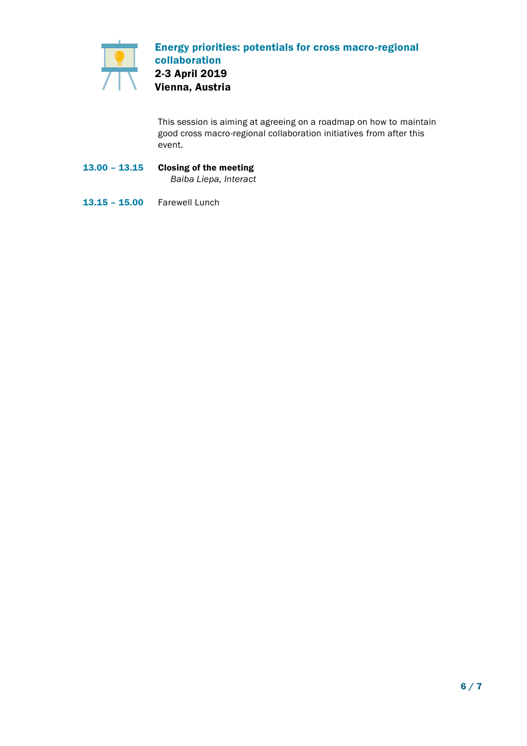**Energy priorities: potentials for cross macro-regional collaboration**
**2-3 April 2019**
**Vienna, Austria**

This session is aiming at agreeing on a roadmap on how to maintain good cross macro-regional collaboration initiatives from after this event.

**13.00 – 13.15** **Closing of the meeting**
*Baiba Liepa, Interact*

**13.15 – 15.00** Farewell Lunch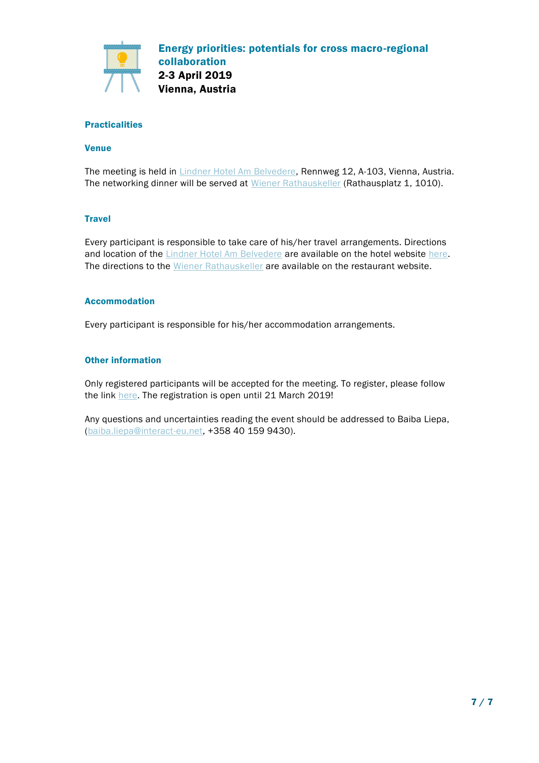**Energy priorities: potentials for cross macro-regional collaboration**
**2-3 April 2019**
**Vienna, Austria**

## Practicalities

### Venue

The meeting is held in Lindner Hotel Am Belvedere, Rennweg 12, A-103, Vienna, Austria. The networking dinner will be served at Wiener Rathauskeller (Rathausplatz 1, 1010).

### Travel

Every participant is responsible to take care of his/her travel arrangements. Directions and location of the Lindner Hotel Am Belvedere are available on the hotel website here. The directions to the Wiener Rathauskeller are available on the restaurant website.

### Accommodation

Every participant is responsible for his/her accommodation arrangements.

### Other information

Only registered participants will be accepted for the meeting. To register, please follow the link here. The registration is open until 21 March 2019!

Any questions and uncertainties reading the event should be addressed to Baiba Liepa, (baiba.liepa@interact-eu.net, +358 40 159 9430).